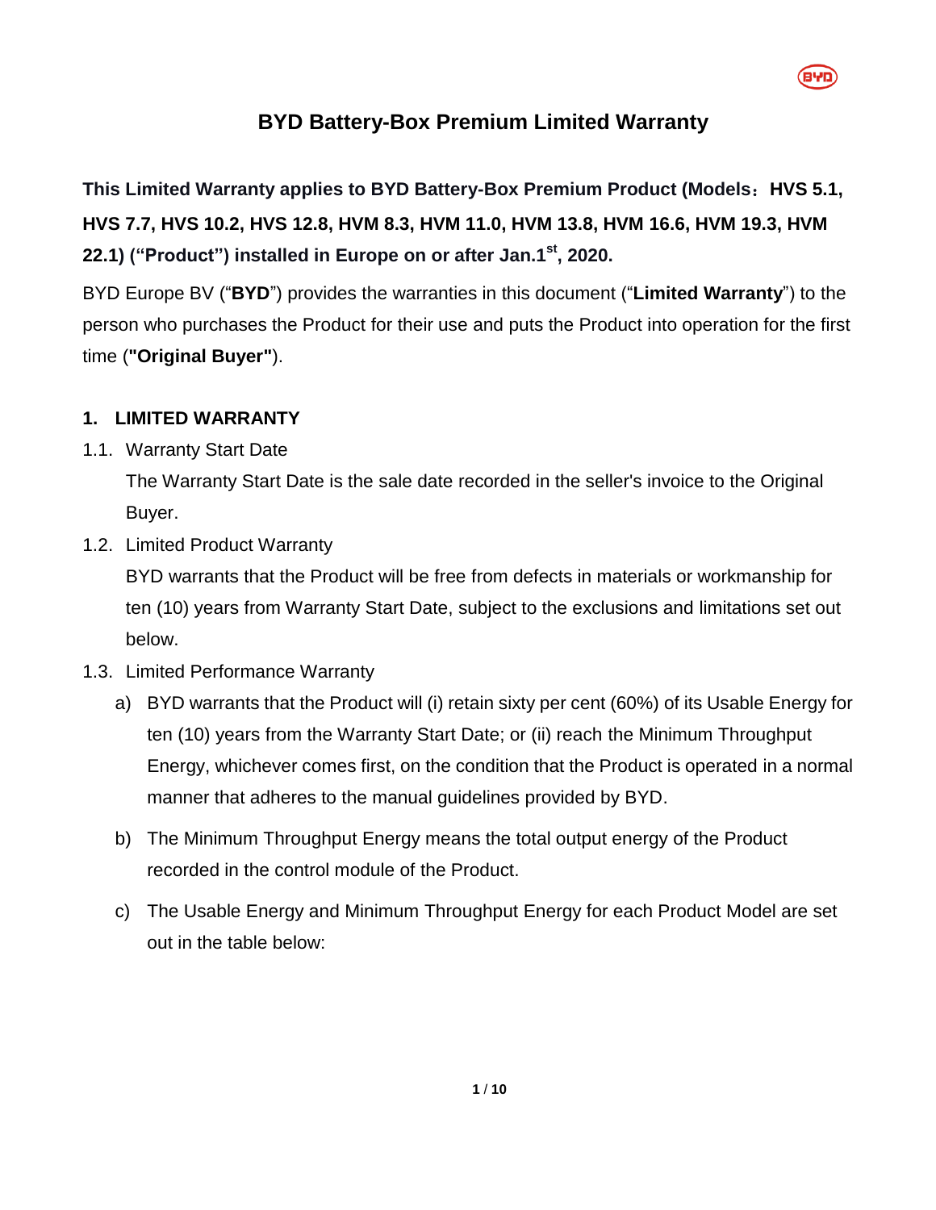# BYD Battery-Box Premium Limited Warranty

**This Limited Warranty applies to BYD Battery-Box Premium Product (Models：HVS 5.1, HVS 7.7, HVS 10.2, HVS 12.8, HVM 8.3, HVM 11.0, HVM 13.8, HVM 16.6, HVM 19.3, HVM 22.1) ("Product") installed in Europe on or after Jan.1st, 2020.**

BYD Europe BV ("**BYD**") provides the warranties in this document ("**Limited Warranty**") to the person who purchases the Product for their use and puts the Product into operation for the first time (**"Original Buyer"**).

## 1. LIMITED WARRANTY

1.1. Warranty Start Date

The Warranty Start Date is the sale date recorded in the seller's invoice to the Original Buyer.

1.2. Limited Product Warranty

BYD warrants that the Product will be free from defects in materials or workmanship for ten (10) years from Warranty Start Date, subject to the exclusions and limitations set out below.

1.3. Limited Performance Warranty

a) BYD warrants that the Product will (i) retain sixty per cent (60%) of its Usable Energy for ten (10) years from the Warranty Start Date; or (ii) reach the Minimum Throughput Energy, whichever comes first, on the condition that the Product is operated in a normal manner that adheres to the manual guidelines provided by BYD.

b) The Minimum Throughput Energy means the total output energy of the Product recorded in the control module of the Product.

c) The Usable Energy and Minimum Throughput Energy for each Product Model are set out in the table below: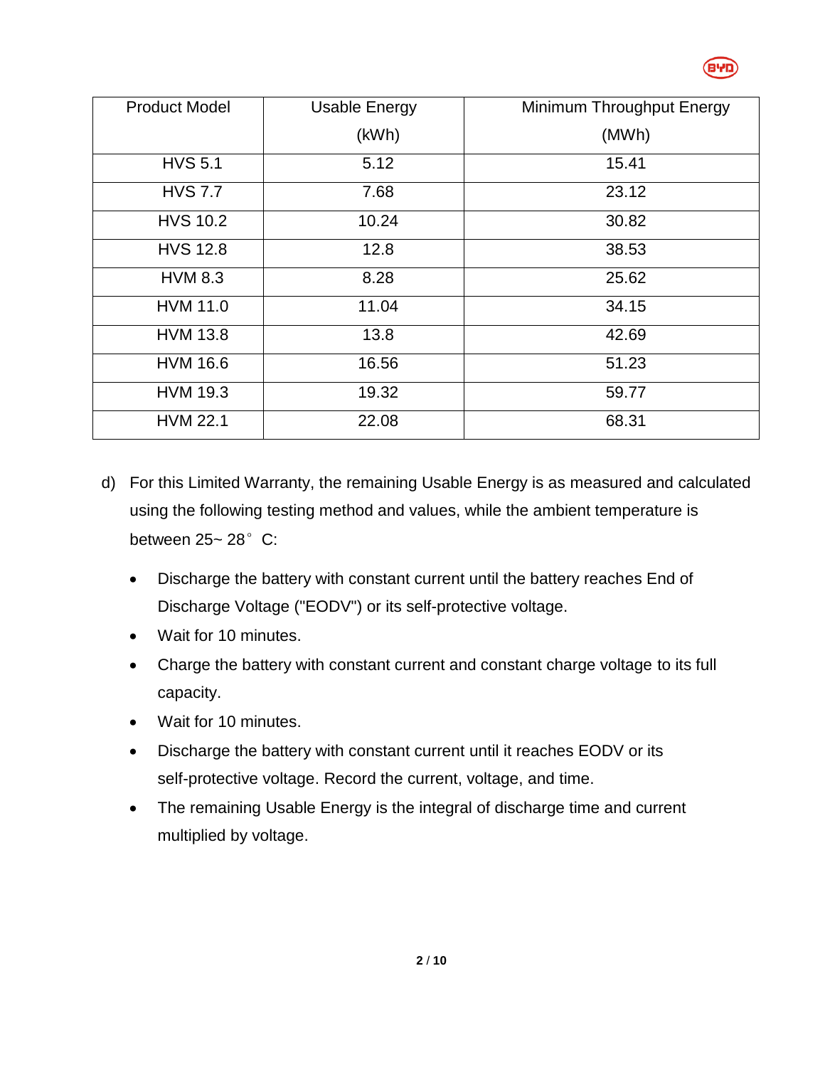| Product Model | Usable Energy (kWh) | Minimum Throughput Energy (MWh) |
|---|---|---|
| HVS 5.1 | 5.12 | 15.41 |
| HVS 7.7 | 7.68 | 23.12 |
| HVS 10.2 | 10.24 | 30.82 |
| HVS 12.8 | 12.8 | 38.53 |
| HVM 8.3 | 8.28 | 25.62 |
| HVM 11.0 | 11.04 | 34.15 |
| HVM 13.8 | 13.8 | 42.69 |
| HVM 16.6 | 16.56 | 51.23 |
| HVM 19.3 | 19.32 | 59.77 |
| HVM 22.1 | 22.08 | 68.31 |

d) For this Limited Warranty, the remaining Usable Energy is as measured and calculated using the following testing method and values, while the ambient temperature is between 25~ 28° C:

- Discharge the battery with constant current until the battery reaches End of Discharge Voltage ("EODV") or its self-protective voltage.
- Wait for 10 minutes.
- Charge the battery with constant current and constant charge voltage to its full capacity.
- Wait for 10 minutes.
- Discharge the battery with constant current until it reaches EODV or its self-protective voltage. Record the current, voltage, and time.
- The remaining Usable Energy is the integral of discharge time and current multiplied by voltage.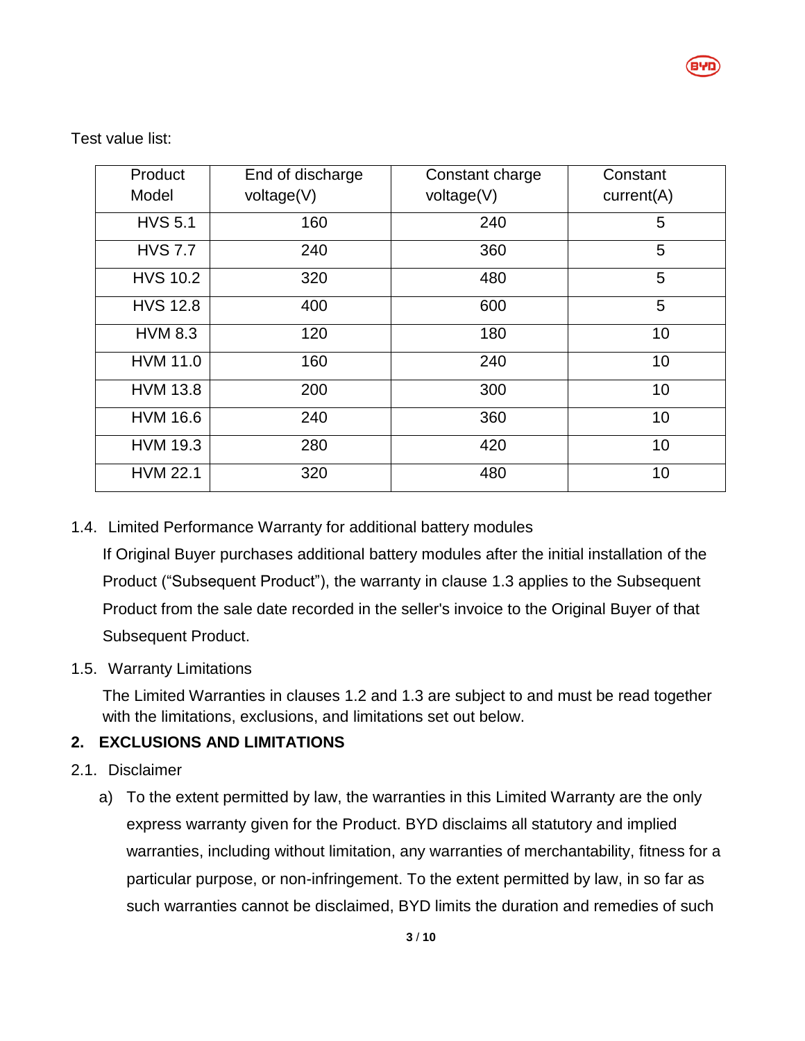Test value list:

| Product Model | End of discharge voltage(V) | Constant charge voltage(V) | Constant current(A) |
|---|---|---|---|
| HVS 5.1 | 160 | 240 | 5 |
| HVS 7.7 | 240 | 360 | 5 |
| HVS 10.2 | 320 | 480 | 5 |
| HVS 12.8 | 400 | 600 | 5 |
| HVM 8.3 | 120 | 180 | 10 |
| HVM 11.0 | 160 | 240 | 10 |
| HVM 13.8 | 200 | 300 | 10 |
| HVM 16.6 | 240 | 360 | 10 |
| HVM 19.3 | 280 | 420 | 10 |
| HVM 22.1 | 320 | 480 | 10 |

1.4. Limited Performance Warranty for additional battery modules

If Original Buyer purchases additional battery modules after the initial installation of the Product ("Subsequent Product"), the warranty in clause 1.3 applies to the Subsequent Product from the sale date recorded in the seller's invoice to the Original Buyer of that Subsequent Product.

1.5. Warranty Limitations

The Limited Warranties in clauses 1.2 and 1.3 are subject to and must be read together with the limitations, exclusions, and limitations set out below.

## 2. EXCLUSIONS AND LIMITATIONS

2.1. Disclaimer

a) To the extent permitted by law, the warranties in this Limited Warranty are the only express warranty given for the Product. BYD disclaims all statutory and implied warranties, including without limitation, any warranties of merchantability, fitness for a particular purpose, or non-infringement. To the extent permitted by law, in so far as such warranties cannot be disclaimed, BYD limits the duration and remedies of such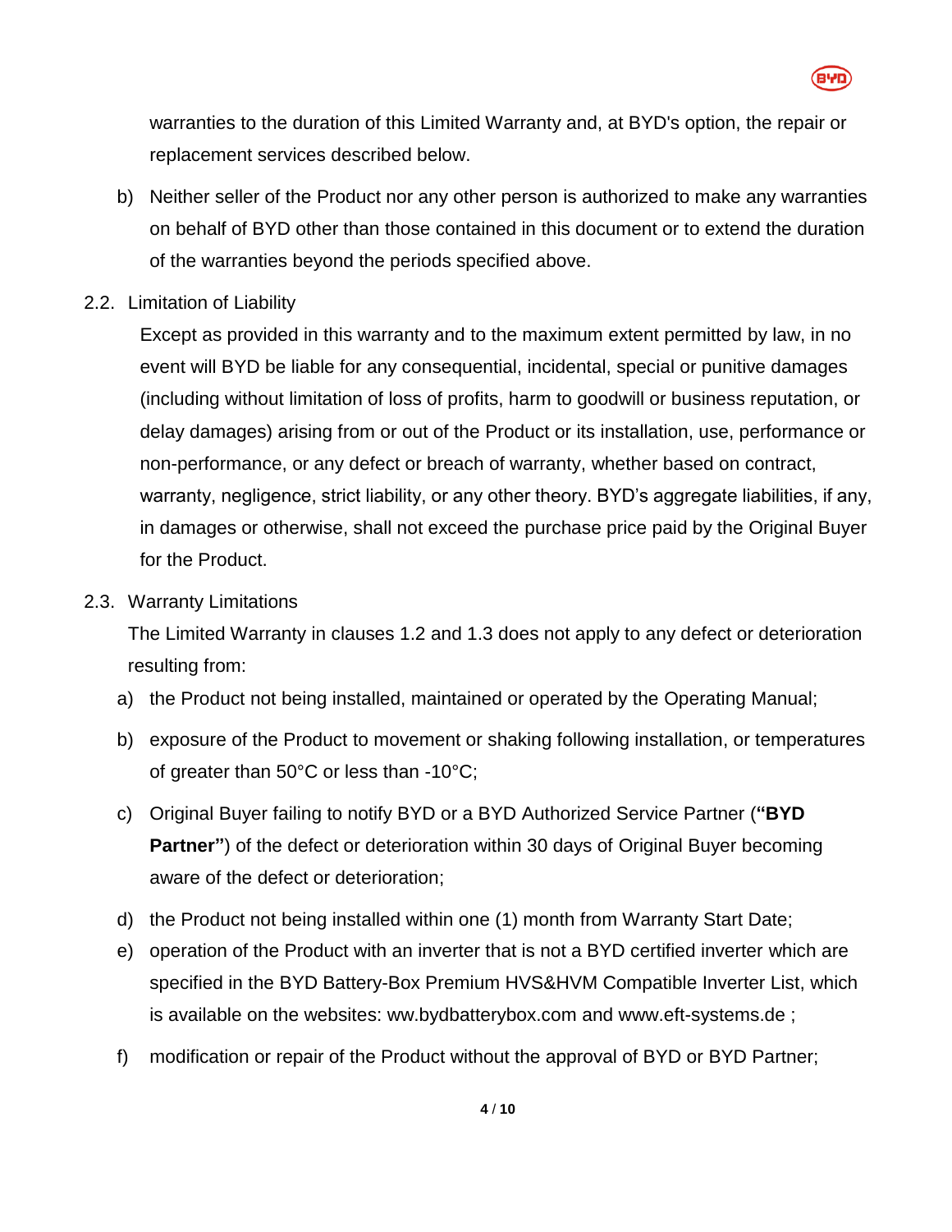warranties to the duration of this Limited Warranty and, at BYD's option, the repair or replacement services described below.

b) Neither seller of the Product nor any other person is authorized to make any warranties on behalf of BYD other than those contained in this document or to extend the duration of the warranties beyond the periods specified above.

2.2. Limitation of Liability

Except as provided in this warranty and to the maximum extent permitted by law, in no event will BYD be liable for any consequential, incidental, special or punitive damages (including without limitation of loss of profits, harm to goodwill or business reputation, or delay damages) arising from or out of the Product or its installation, use, performance or non-performance, or any defect or breach of warranty, whether based on contract, warranty, negligence, strict liability, or any other theory. BYD's aggregate liabilities, if any, in damages or otherwise, shall not exceed the purchase price paid by the Original Buyer for the Product.

2.3. Warranty Limitations

The Limited Warranty in clauses 1.2 and 1.3 does not apply to any defect or deterioration resulting from:

a) the Product not being installed, maintained or operated by the Operating Manual;

b) exposure of the Product to movement or shaking following installation, or temperatures of greater than 50°C or less than -10°C;

c) Original Buyer failing to notify BYD or a BYD Authorized Service Partner (**"BYD Partner"**) of the defect or deterioration within 30 days of Original Buyer becoming aware of the defect or deterioration;

d) the Product not being installed within one (1) month from Warranty Start Date;

e) operation of the Product with an inverter that is not a BYD certified inverter which are specified in the BYD Battery-Box Premium HVS&HVM Compatible Inverter List, which is available on the websites: ww.bydbatterybox.com and www.eft-systems.de ;

f) modification or repair of the Product without the approval of BYD or BYD Partner;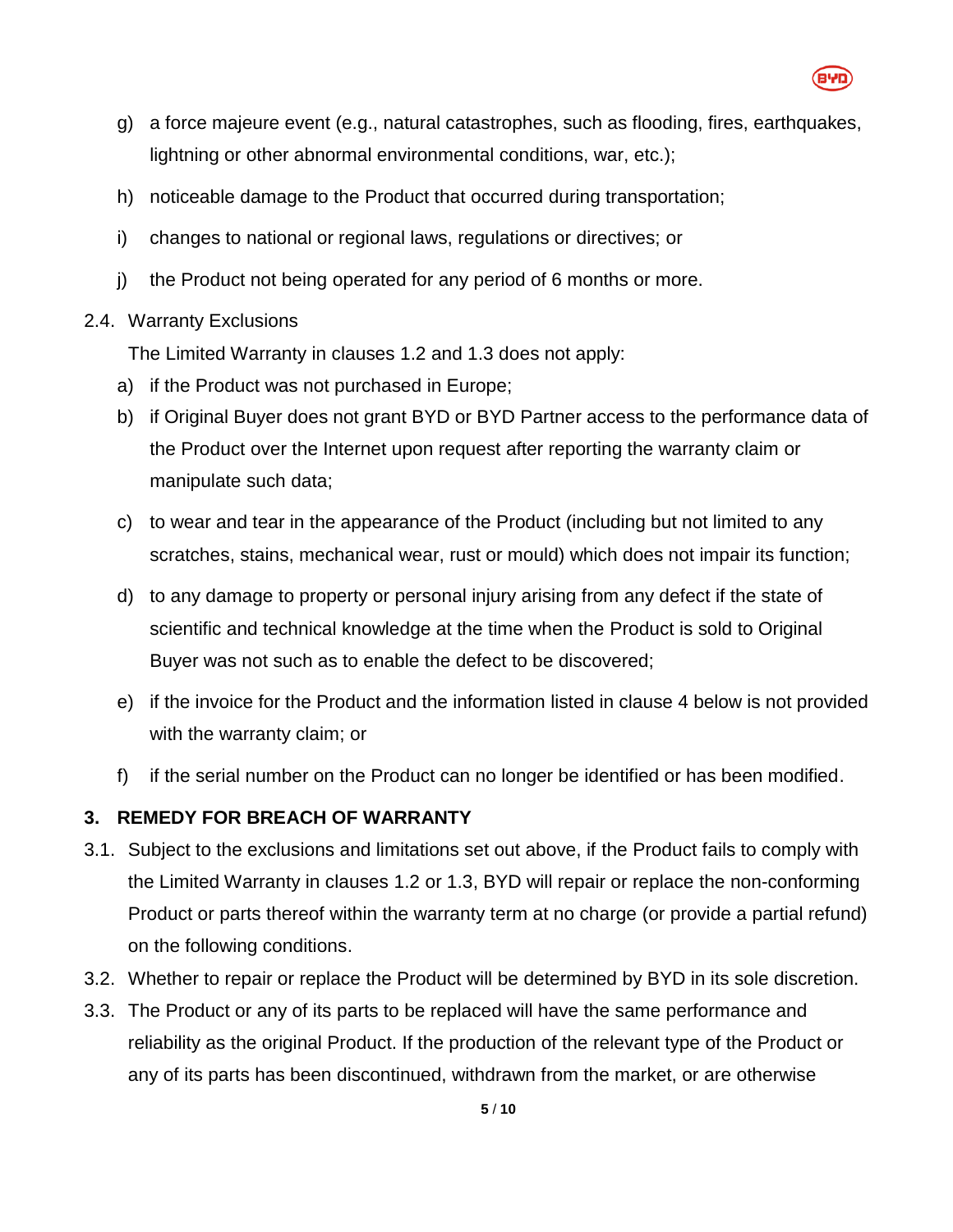g) a force majeure event (e.g., natural catastrophes, such as flooding, fires, earthquakes, lightning or other abnormal environmental conditions, war, etc.);

h) noticeable damage to the Product that occurred during transportation;

i) changes to national or regional laws, regulations or directives; or

j) the Product not being operated for any period of 6 months or more.

2.4. Warranty Exclusions

The Limited Warranty in clauses 1.2 and 1.3 does not apply:

a) if the Product was not purchased in Europe;

b) if Original Buyer does not grant BYD or BYD Partner access to the performance data of the Product over the Internet upon request after reporting the warranty claim or manipulate such data;

c) to wear and tear in the appearance of the Product (including but not limited to any scratches, stains, mechanical wear, rust or mould) which does not impair its function;

d) to any damage to property or personal injury arising from any defect if the state of scientific and technical knowledge at the time when the Product is sold to Original Buyer was not such as to enable the defect to be discovered;

e) if the invoice for the Product and the information listed in clause 4 below is not provided with the warranty claim; or

f) if the serial number on the Product can no longer be identified or has been modified.

## 3. REMEDY FOR BREACH OF WARRANTY

3.1. Subject to the exclusions and limitations set out above, if the Product fails to comply with the Limited Warranty in clauses 1.2 or 1.3, BYD will repair or replace the non-conforming Product or parts thereof within the warranty term at no charge (or provide a partial refund) on the following conditions.

3.2. Whether to repair or replace the Product will be determined by BYD in its sole discretion.

3.3. The Product or any of its parts to be replaced will have the same performance and reliability as the original Product. If the production of the relevant type of the Product or any of its parts has been discontinued, withdrawn from the market, or are otherwise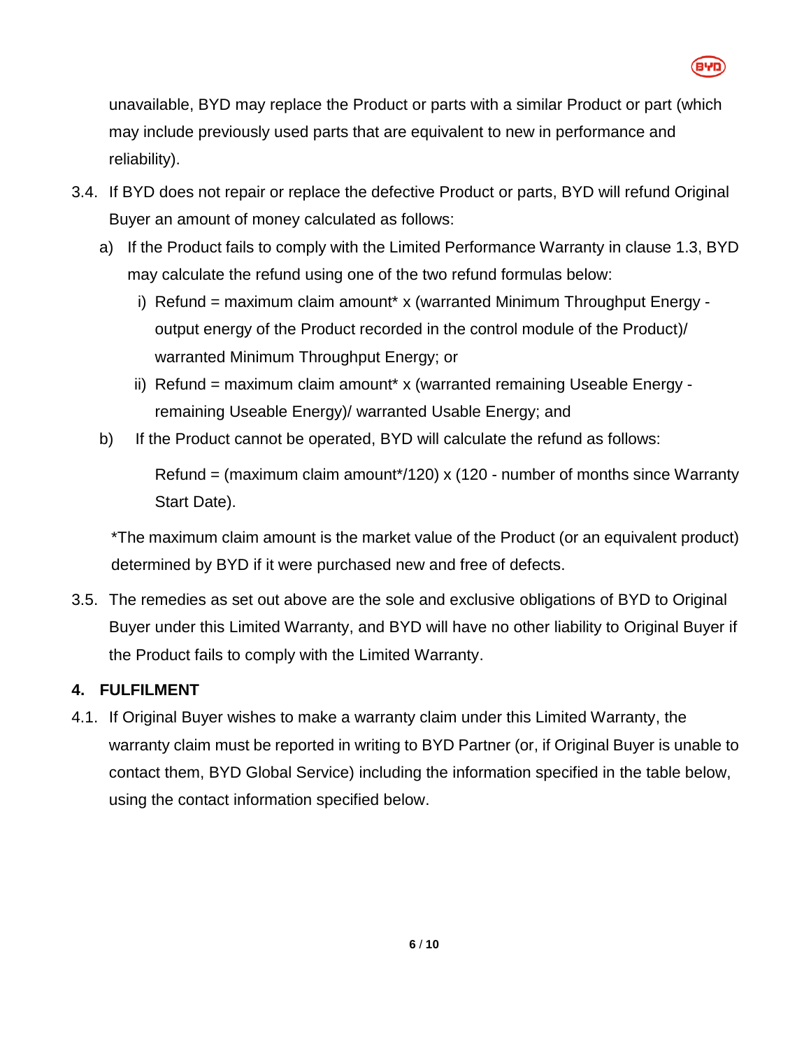unavailable, BYD may replace the Product or parts with a similar Product or part (which may include previously used parts that are equivalent to new in performance and reliability).

3.4. If BYD does not repair or replace the defective Product or parts, BYD will refund Original Buyer an amount of money calculated as follows:

a) If the Product fails to comply with the Limited Performance Warranty in clause 1.3, BYD may calculate the refund using one of the two refund formulas below:

i) Refund = maximum claim amount* x (warranted Minimum Throughput Energy - output energy of the Product recorded in the control module of the Product)/ warranted Minimum Throughput Energy; or

ii) Refund = maximum claim amount* x (warranted remaining Useable Energy - remaining Useable Energy)/ warranted Usable Energy; and

b) If the Product cannot be operated, BYD will calculate the refund as follows:

Refund = (maximum claim amount*/120) x (120 - number of months since Warranty Start Date).

*The maximum claim amount is the market value of the Product (or an equivalent product) determined by BYD if it were purchased new and free of defects.

3.5. The remedies as set out above are the sole and exclusive obligations of BYD to Original Buyer under this Limited Warranty, and BYD will have no other liability to Original Buyer if the Product fails to comply with the Limited Warranty.

## 4. FULFILMENT

4.1. If Original Buyer wishes to make a warranty claim under this Limited Warranty, the warranty claim must be reported in writing to BYD Partner (or, if Original Buyer is unable to contact them, BYD Global Service) including the information specified in the table below, using the contact information specified below.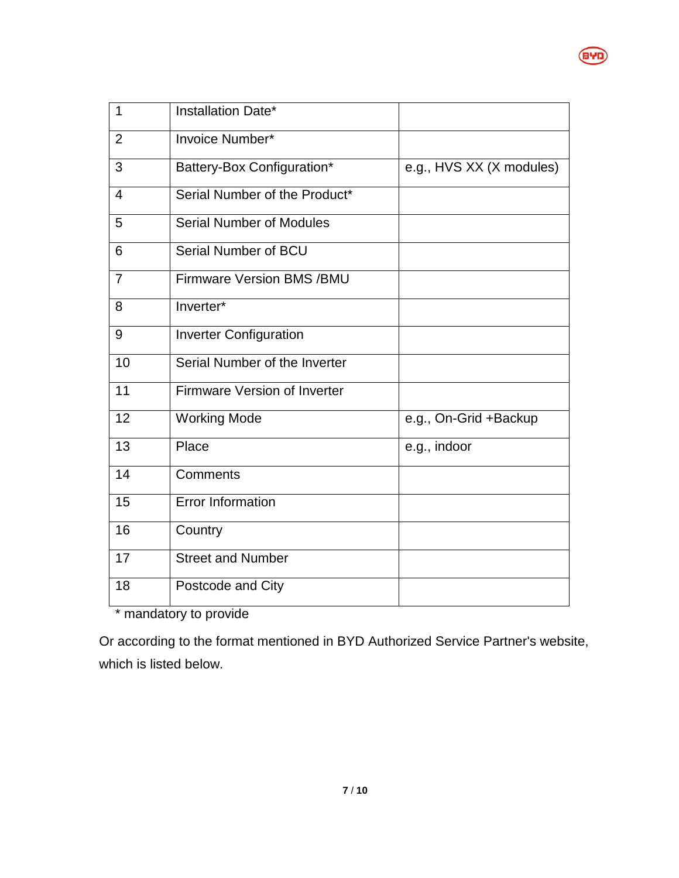| 1 | Installation Date* | |
|---|---|---|
| 2 | Invoice Number* | |
| 3 | Battery-Box Configuration* | e.g., HVS XX (X modules) |
| 4 | Serial Number of the Product* | |
| 5 | Serial Number of Modules | |
| 6 | Serial Number of BCU | |
| 7 | Firmware Version BMS /BMU | |
| 8 | Inverter* | |
| 9 | Inverter Configuration | |
| 10 | Serial Number of the Inverter | |
| 11 | Firmware Version of Inverter | |
| 12 | Working Mode | e.g., On-Grid +Backup |
| 13 | Place | e.g., indoor |
| 14 | Comments | |
| 15 | Error Information | |
| 16 | Country | |
| 17 | Street and Number | |
| 18 | Postcode and City | |

* mandatory to provide

Or according to the format mentioned in BYD Authorized Service Partner's website, which is listed below.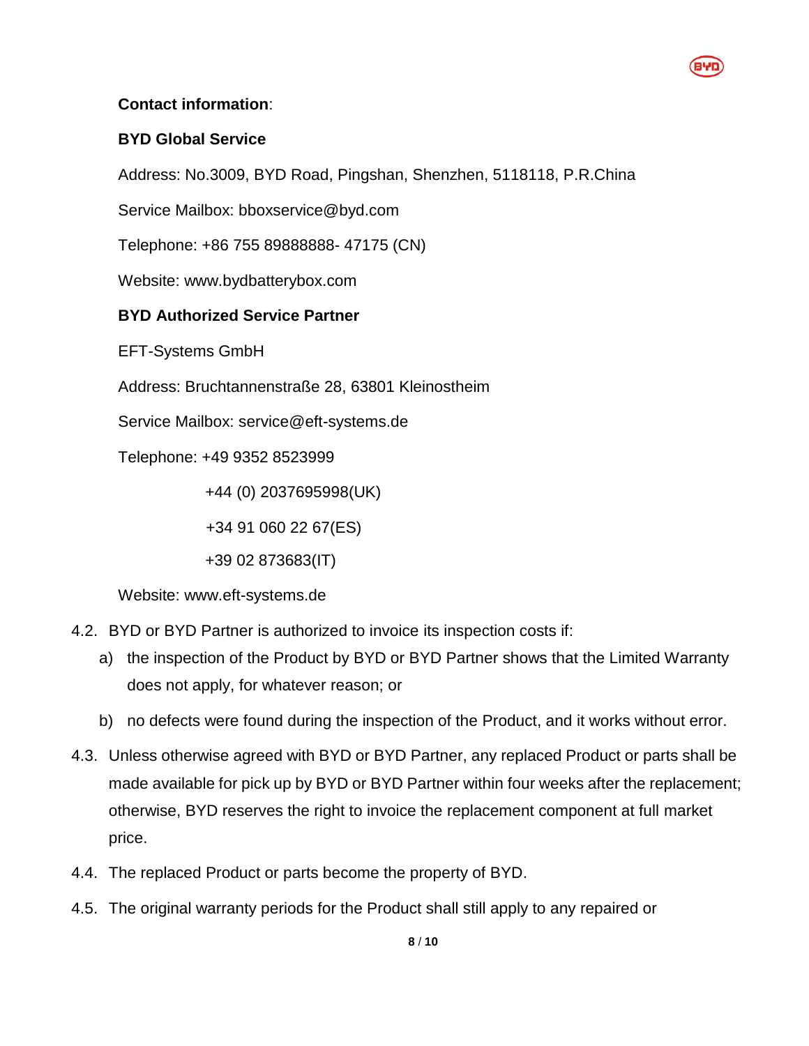**Contact information**:

**BYD Global Service**

Address: No.3009, BYD Road, Pingshan, Shenzhen, 5118118, P.R.China

Service Mailbox: bboxservice@byd.com

Telephone: +86 755 89888888- 47175 (CN)

Website: www.bydbatterybox.com

**BYD Authorized Service Partner**

EFT-Systems GmbH

Address: Bruchtannenstraße 28, 63801 Kleinostheim

Service Mailbox: service@eft-systems.de

Telephone: +49 9352 8523999

+44 (0) 2037695998(UK)

+34 91 060 22 67(ES)

+39 02 873683(IT)

Website: www.eft-systems.de

4.2. BYD or BYD Partner is authorized to invoice its inspection costs if:

a) the inspection of the Product by BYD or BYD Partner shows that the Limited Warranty does not apply, for whatever reason; or

b) no defects were found during the inspection of the Product, and it works without error.

4.3. Unless otherwise agreed with BYD or BYD Partner, any replaced Product or parts shall be made available for pick up by BYD or BYD Partner within four weeks after the replacement; otherwise, BYD reserves the right to invoice the replacement component at full market price.

4.4. The replaced Product or parts become the property of BYD.

4.5. The original warranty periods for the Product shall still apply to any repaired or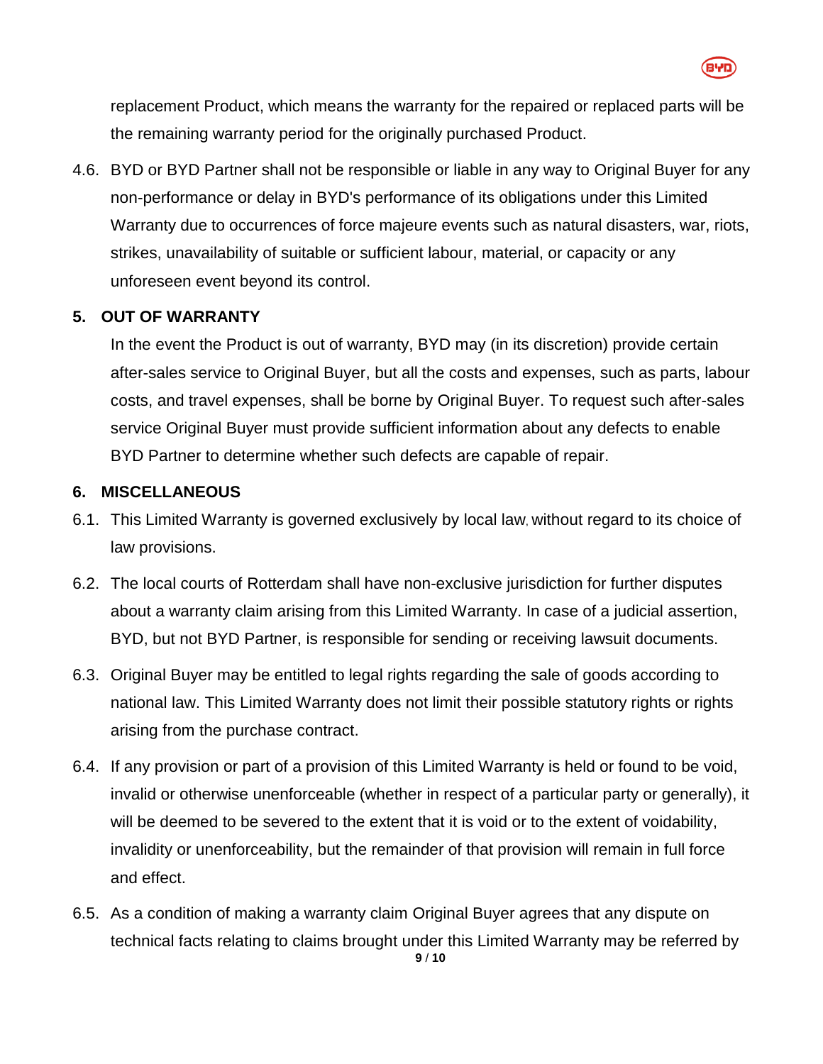replacement Product, which means the warranty for the repaired or replaced parts will be the remaining warranty period for the originally purchased Product.

4.6. BYD or BYD Partner shall not be responsible or liable in any way to Original Buyer for any non-performance or delay in BYD's performance of its obligations under this Limited Warranty due to occurrences of force majeure events such as natural disasters, war, riots, strikes, unavailability of suitable or sufficient labour, material, or capacity or any unforeseen event beyond its control.

## 5. OUT OF WARRANTY

In the event the Product is out of warranty, BYD may (in its discretion) provide certain after-sales service to Original Buyer, but all the costs and expenses, such as parts, labour costs, and travel expenses, shall be borne by Original Buyer. To request such after-sales service Original Buyer must provide sufficient information about any defects to enable BYD Partner to determine whether such defects are capable of repair.

## 6. MISCELLANEOUS

6.1. This Limited Warranty is governed exclusively by local law, without regard to its choice of law provisions.

6.2. The local courts of Rotterdam shall have non-exclusive jurisdiction for further disputes about a warranty claim arising from this Limited Warranty. In case of a judicial assertion, BYD, but not BYD Partner, is responsible for sending or receiving lawsuit documents.

6.3. Original Buyer may be entitled to legal rights regarding the sale of goods according to national law. This Limited Warranty does not limit their possible statutory rights or rights arising from the purchase contract.

6.4. If any provision or part of a provision of this Limited Warranty is held or found to be void, invalid or otherwise unenforceable (whether in respect of a particular party or generally), it will be deemed to be severed to the extent that it is void or to the extent of voidability, invalidity or unenforceability, but the remainder of that provision will remain in full force and effect.

6.5. As a condition of making a warranty claim Original Buyer agrees that any dispute on technical facts relating to claims brought under this Limited Warranty may be referred by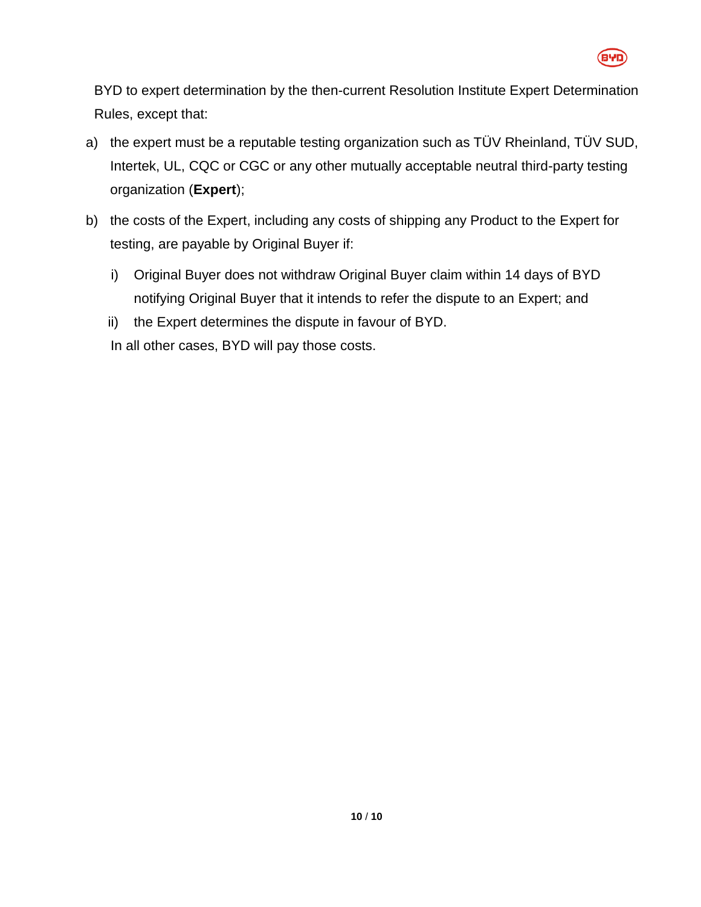BYD to expert determination by the then-current Resolution Institute Expert Determination Rules, except that:

a) the expert must be a reputable testing organization such as TÜV Rheinland, TÜV SUD, Intertek, UL, CQC or CGC or any other mutually acceptable neutral third-party testing organization (**Expert**);

b) the costs of the Expert, including any costs of shipping any Product to the Expert for testing, are payable by Original Buyer if:

   i) Original Buyer does not withdraw Original Buyer claim within 14 days of BYD notifying Original Buyer that it intends to refer the dispute to an Expert; and

   ii) the Expert determines the dispute in favour of BYD.

   In all other cases, BYD will pay those costs.